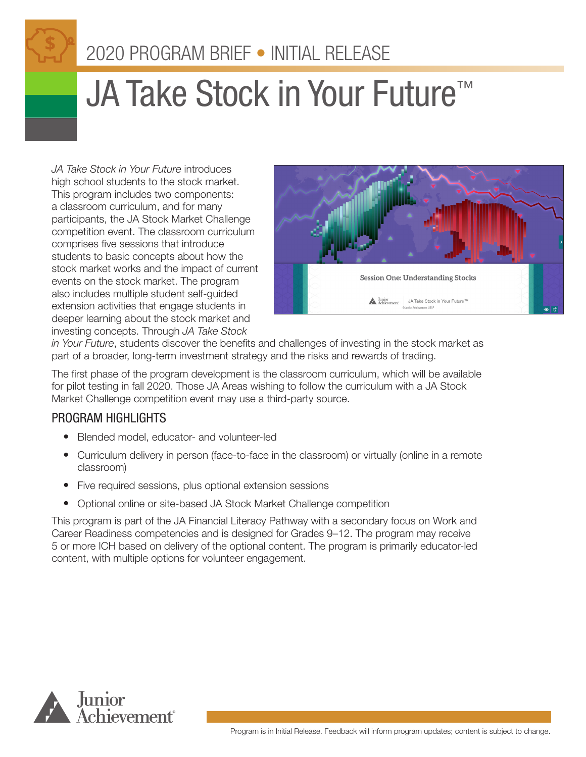2020 PROGRAM BRIEF • INITIAL RELEASE

# JA Take Stock in Your Future™

*JA Take Stock in Your Future* introduces high school students to the stock market. This program includes two components: a classroom curriculum, and for many participants, the JA Stock Market Challenge competition event. The classroom curriculum comprises five sessions that introduce students to basic concepts about how the stock market works and the impact of current events on the stock market. The program also includes multiple student self-guided extension activities that engage students in deeper learning about the stock market and investing concepts. Through *JA Take Stock in Your Future*, students discover the benefits and challenges of investing in the stock market as part of a broader, long-term investment strategy and the risks and rewards of trading.

The first phase of the program development is the classroom curriculum, which will be available for pilot testing in fall 2020. Those JA Areas wishing to follow the curriculum with a JA Stock Market Challenge competition event may use a third-party source.

## PROGRAM HIGHLIGHTS

- Blended model, educator- and volunteer-led
- Curriculum delivery in person (face-to-face in the classroom) or virtually (online in a remote classroom)
- Five required sessions, plus optional extension sessions
- Optional online or site-based JA Stock Market Challenge competition

This program is part of the JA Financial Literacy Pathway with a secondary focus on Work and Career Readiness competencies and is designed for Grades 9–12. The program may receive 5 or more ICH based on delivery of the optional content. The program is primarily educator-led content, with multiple options for volunteer engagement.

Program is in Initial Release. Feedback will inform program updates; content is subject to change.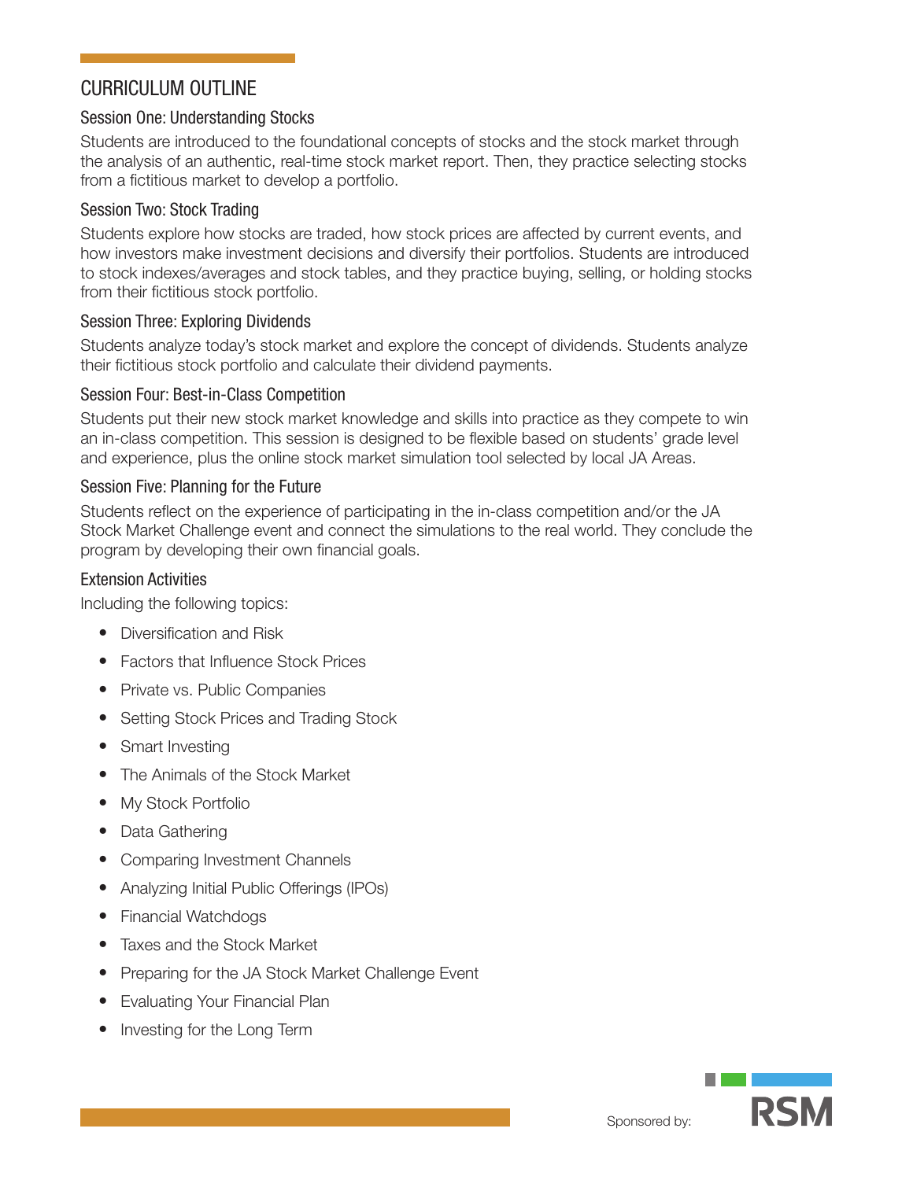## CURRICULUM OUTLINE

### Session One: Understanding Stocks

Students are introduced to the foundational concepts of stocks and the stock market through the analysis of an authentic, real-time stock market report. Then, they practice selecting stocks from a fictitious market to develop a portfolio.

### Session Two: Stock Trading

Students explore how stocks are traded, how stock prices are affected by current events, and how investors make investment decisions and diversify their portfolios. Students are introduced to stock indexes/averages and stock tables, and they practice buying, selling, or holding stocks from their fictitious stock portfolio.

### Session Three: Exploring Dividends

Students analyze today's stock market and explore the concept of dividends. Students analyze their fictitious stock portfolio and calculate their dividend payments.

### Session Four: Best-in-Class Competition

Students put their new stock market knowledge and skills into practice as they compete to win an in-class competition. This session is designed to be flexible based on students' grade level and experience, plus the online stock market simulation tool selected by local JA Areas.

### Session Five: Planning for the Future

Students reflect on the experience of participating in the in-class competition and/or the JA Stock Market Challenge event and connect the simulations to the real world. They conclude the program by developing their own financial goals.

### Extension Activities

Including the following topics:

- Diversification and Risk
- Factors that Influence Stock Prices
- Private vs. Public Companies
- Setting Stock Prices and Trading Stock
- Smart Investing
- The Animals of the Stock Market
- My Stock Portfolio
- Data Gathering
- Comparing Investment Channels
- Analyzing Initial Public Offerings (IPOs)
- Financial Watchdogs
- Taxes and the Stock Market
- Preparing for the JA Stock Market Challenge Event
- Evaluating Your Financial Plan
- Investing for the Long Term

Sponsored by: RSM